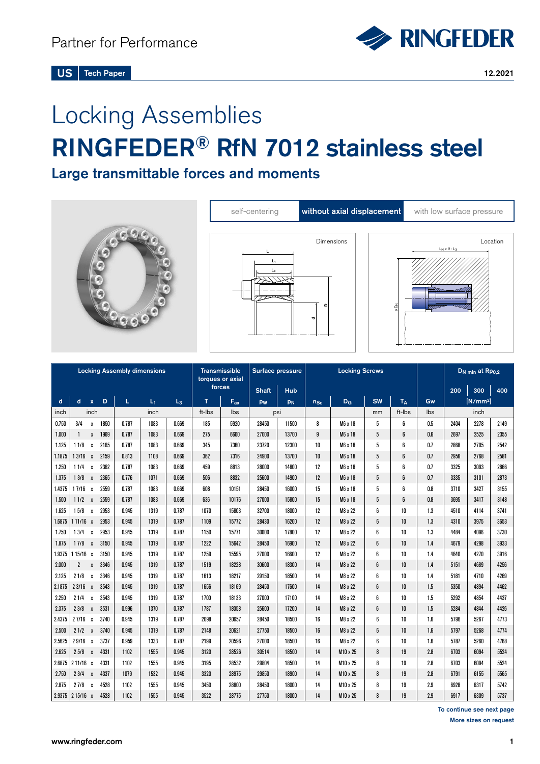Partner for Performance

RINGFEEDER

US | Tech Paper

12.2021

# Locking Assemblies

# RINGFEDER® RfN 7012 stainless steel

## Large transmittable forces and moments

self-centering | **without axial displacement** | with low surface pressure

Dimensions

Location

$L_N \geq 2 \cdot L_3$

| Locking Assembly dimensions | | | | | | | Transmissible torques or axial forces | | Surface pressure | | Locking Screws | | | | | $D_{N\,min}$ at $Rp_{0,2}$ | | |
|---|---|---|---|---|---|---|---|---|---|---|---|---|---|---|---|---|---|---|
| | | | | | | | | | Shaft | Hub | | | | | | 200 | 300 | 400 |
| d | d | x | D | L | $L_1$ | $L_3$ | T | $F_{ax}$ | $p_W$ | $p_N$ | $n_{SC}$ | $D_G$ | SW | $T_A$ | Gw | [N/mm²] | | |
| inch | inch | | | inch | | | ft-lbs | lbs | psi | | | | mm | ft-lbs | lbs | inch | | |
| 0.750 | 3/4 | x | 1850 | 0.787 | 1083 | 0.669 | 185 | 5920 | 28450 | 11500 | 8 | M6 x 18 | 5 | 6 | 0.5 | 2404 | 2278 | 2149 |
| 1.000 | 1 | x | 1969 | 0.787 | 1083 | 0.669 | 275 | 6600 | 27000 | 13700 | 9 | M6 x 18 | 5 | 6 | 0.6 | 2697 | 2525 | 2355 |
| 1.125 | 1 1/8 | x | 2165 | 0.787 | 1083 | 0.669 | 345 | 7360 | 23720 | 12300 | 10 | M6 x 18 | 5 | 6 | 0.7 | 2868 | 2705 | 2542 |
| 1.1875 | 1 3/16 | x | 2159 | 0.813 | 1108 | 0.669 | 362 | 7316 | 24900 | 13700 | 10 | M6 x 18 | 5 | 6 | 0.7 | 2956 | 2768 | 2581 |
| 1.250 | 1 1/4 | x | 2362 | 0.787 | 1083 | 0.669 | 459 | 8813 | 28000 | 14800 | 12 | M6 x 18 | 5 | 6 | 0.7 | 3325 | 3093 | 2866 |
| 1.375 | 1 3/8 | x | 2365 | 0.776 | 1071 | 0.669 | 506 | 8832 | 25600 | 14900 | 12 | M6 x 18 | 5 | 6 | 0.7 | 3335 | 3101 | 2873 |
| 1.4375 | 1 7/16 | x | 2559 | 0.787 | 1083 | 0.669 | 608 | 10151 | 28450 | 16000 | 15 | M6 x 18 | 5 | 6 | 0.8 | 3710 | 3427 | 3155 |
| 1.500 | 1 1/2 | x | 2559 | 0.787 | 1083 | 0.669 | 636 | 10176 | 27000 | 15800 | 15 | M6 x 18 | 5 | 6 | 0.8 | 3695 | 3417 | 3148 |
| 1.625 | 1 5/8 | x | 2953 | 0.945 | 1319 | 0.787 | 1070 | 15803 | 32700 | 18000 | 12 | M8 x 22 | 6 | 10 | 1.3 | 4510 | 4114 | 3741 |
| 1.6875 | 1 11/16 | x | 2953 | 0.945 | 1319 | 0.787 | 1109 | 15772 | 28430 | 16200 | 12 | M8 x 22 | 6 | 10 | 1.3 | 4310 | 3975 | 3653 |
| 1.750 | 1 3/4 | x | 2953 | 0.945 | 1319 | 0.787 | 1150 | 15771 | 30000 | 17800 | 12 | M8 x 22 | 6 | 10 | 1.3 | 4484 | 4096 | 3730 |
| 1.875 | 1 7/8 | x | 3150 | 0.945 | 1319 | 0.787 | 1222 | 15642 | 28450 | 16900 | 12 | M8 x 22 | 6 | 10 | 1.4 | 4679 | 4298 | 3933 |
| 1.9375 | 1 15/16 | x | 3150 | 0.945 | 1319 | 0.787 | 1259 | 15595 | 27000 | 16600 | 12 | M8 x 22 | 6 | 10 | 1.4 | 4640 | 4270 | 3916 |
| 2.000 | 2 | x | 3346 | 0.945 | 1319 | 0.787 | 1519 | 18228 | 30600 | 18300 | 14 | M8 x 22 | 6 | 10 | 1.4 | 5151 | 4689 | 4256 |
| 2.125 | 2 1/8 | x | 3346 | 0.945 | 1319 | 0.787 | 1613 | 18217 | 29150 | 18500 | 14 | M8 x 22 | 6 | 10 | 1.4 | 5181 | 4710 | 4269 |
| 2.1875 | 2 3/16 | x | 3543 | 0.945 | 1319 | 0.787 | 1656 | 18169 | 28450 | 17600 | 14 | M8 x 22 | 6 | 10 | 1.5 | 5350 | 4894 | 4462 |
| 2.250 | 2 1/4 | x | 3543 | 0.945 | 1319 | 0.787 | 1700 | 18133 | 27000 | 17100 | 14 | M8 x 22 | 6 | 10 | 1.5 | 5292 | 4854 | 4437 |
| 2.375 | 2 3/8 | x | 3531 | 0.996 | 1370 | 0.787 | 1787 | 18058 | 25600 | 17200 | 14 | M8 x 22 | 6 | 10 | 1.5 | 5284 | 4844 | 4426 |
| 2.4375 | 2 7/16 | x | 3740 | 0.945 | 1319 | 0.787 | 2098 | 20657 | 28450 | 18500 | 16 | M8 x 22 | 6 | 10 | 1.6 | 5796 | 5267 | 4773 |
| 2.500 | 2 1/2 | x | 3740 | 0.945 | 1319 | 0.787 | 2148 | 20621 | 27750 | 18500 | 16 | M8 x 22 | 6 | 10 | 1.6 | 5797 | 5268 | 4774 |
| 2.5625 | 2 9/16 | x | 3737 | 0.959 | 1333 | 0.787 | 2199 | 20596 | 27000 | 18500 | 16 | M8 x 22 | 6 | 10 | 1.6 | 5787 | 5260 | 4768 |
| 2.625 | 2 5/8 | x | 4331 | 1102 | 1555 | 0.945 | 3120 | 28526 | 30514 | 18500 | 14 | M10 x 25 | 8 | 19 | 2.8 | 6703 | 6094 | 5524 |
| 2.6875 | 2 11/16 | x | 4331 | 1102 | 1555 | 0.945 | 3195 | 28532 | 29804 | 18500 | 14 | M10 x 25 | 8 | 19 | 2.8 | 6703 | 6094 | 5524 |
| 2.750 | 2 3/4 | x | 4337 | 1079 | 1532 | 0.945 | 3320 | 28975 | 29850 | 18900 | 14 | M10 x 25 | 8 | 19 | 2.8 | 6791 | 6155 | 5565 |
| 2.875 | 2 7/8 | x | 4528 | 1102 | 1555 | 0.945 | 3450 | 28800 | 28450 | 18000 | 14 | M10 x 25 | 8 | 19 | 2.9 | 6928 | 6317 | 5742 |
| 2.9375 | 2 15/16 | x | 4528 | 1102 | 1555 | 0.945 | 3522 | 28775 | 27750 | 18000 | 14 | M10 x 25 | 8 | 19 | 2.9 | 6917 | 6309 | 5737 |

**To continue see next page**

**More sizes on request**

www.ringfeder.com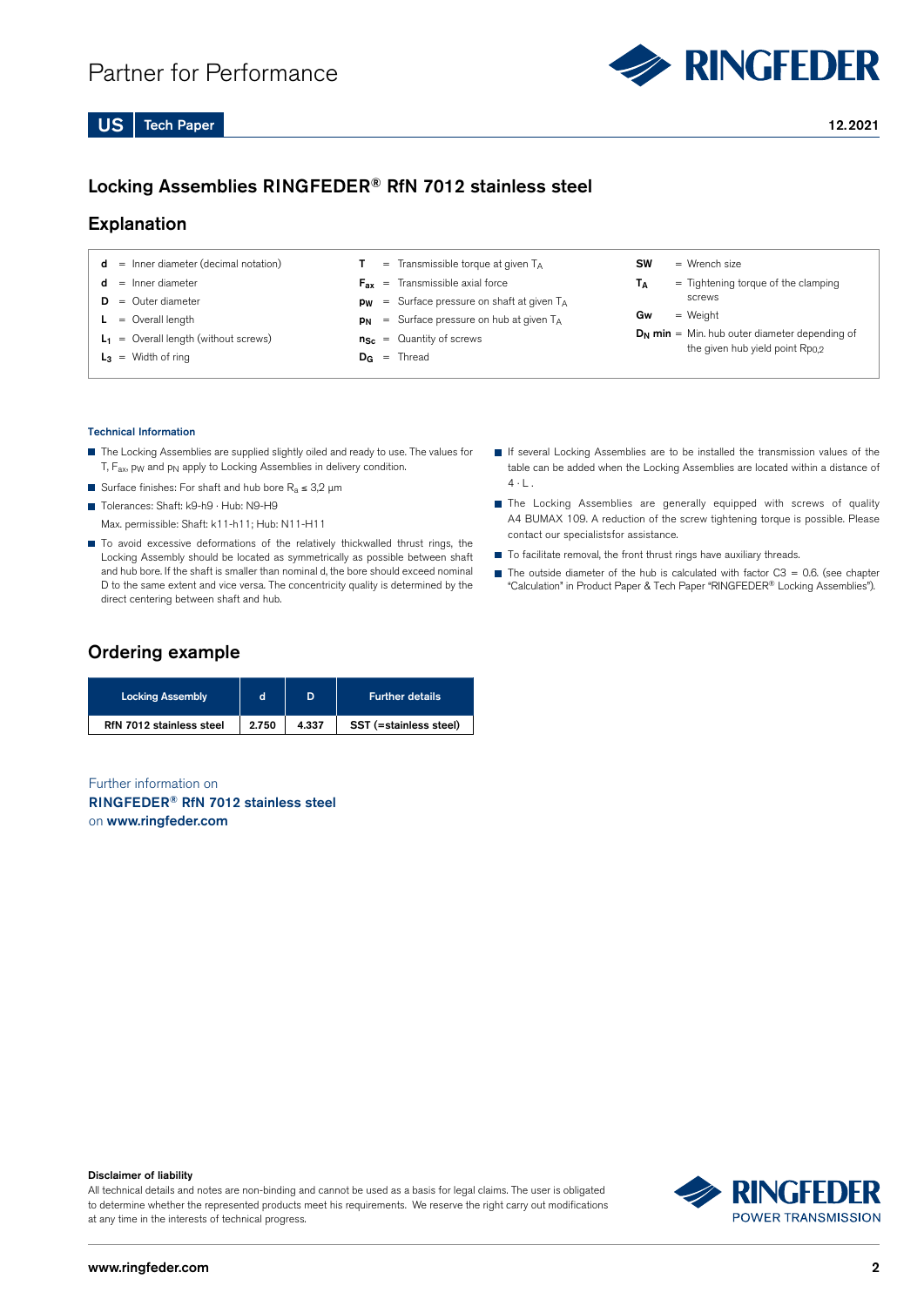# Locking Assemblies RINGFEDER® RfN 7012 stainless steel

## Explanation

| | | |
|---|---|---|
| **d** = Inner diameter (decimal notation) | **T** = Transmissible torque at given $T_A$ | **SW** = Wrench size |
| **d** = Inner diameter | **$F_{ax}$** = Transmissible axial force | **$T_A$** = Tightening torque of the clamping screws |
| **D** = Outer diameter | **$p_W$** = Surface pressure on shaft at given $T_A$ | **Gw** = Weight |
| **L** = Overall length | **$p_N$** = Surface pressure on hub at given $T_A$ | **$D_N$ min** = Min. hub outer diameter depending of the given hub yield point $Rp_{0,2}$ |
| **$L_1$** = Overall length (without screws) | **$n_{Sc}$** = Quantity of screws | |
| **$L_3$** = Width of ring | **$D_G$** = Thread | |

### Technical Information

- The Locking Assemblies are supplied slightly oiled and ready to use. The values for T, $F_{ax}$, $p_W$ and $p_N$ apply to Locking Assemblies in delivery condition.
- Surface finishes: For shaft and hub bore $R_a \leq 3{,}2$ µm
- Tolerances: Shaft: k9-h9 · Hub: N9-H9

  Max. permissible: Shaft: k11-h11; Hub: N11-H11
- To avoid excessive deformations of the relatively thickwalled thrust rings, the Locking Assembly should be located as symmetrically as possible between shaft and hub bore. If the shaft is smaller than nominal d, the bore should exceed nominal D to the same extent and vice versa. The concentricity quality is determined by the direct centering between shaft and hub.
- If several Locking Assemblies are to be installed the transmission values of the table can be added when the Locking Assemblies are located within a distance of $4 \cdot L$ .
- The Locking Assemblies are generally equipped with screws of quality A4 BUMAX 109. A reduction of the screw tightening torque is possible. Please contact our specialistsfor assistance.
- To facilitate removal, the front thrust rings have auxiliary threads.
- The outside diameter of the hub is calculated with factor C3 = 0.6. (see chapter "Calculation" in Product Paper & Tech Paper "RINGFEDER® Locking Assemblies").

## Ordering example

| Locking Assembly | d | D | Further details |
|---|---|---|---|
| RfN 7012 stainless steel | 2.750 | 4.337 | SST (=stainless steel) |

Further information on
**RINGFEDER® RfN 7012 stainless steel**
on **www.ringfeder.com**

**Disclaimer of liability**

All technical details and notes are non-binding and cannot be used as a basis for legal claims. The user is obligated to determine whether the represented products meet his requirements. We reserve the right carry out modifications at any time in the interests of technical progress.